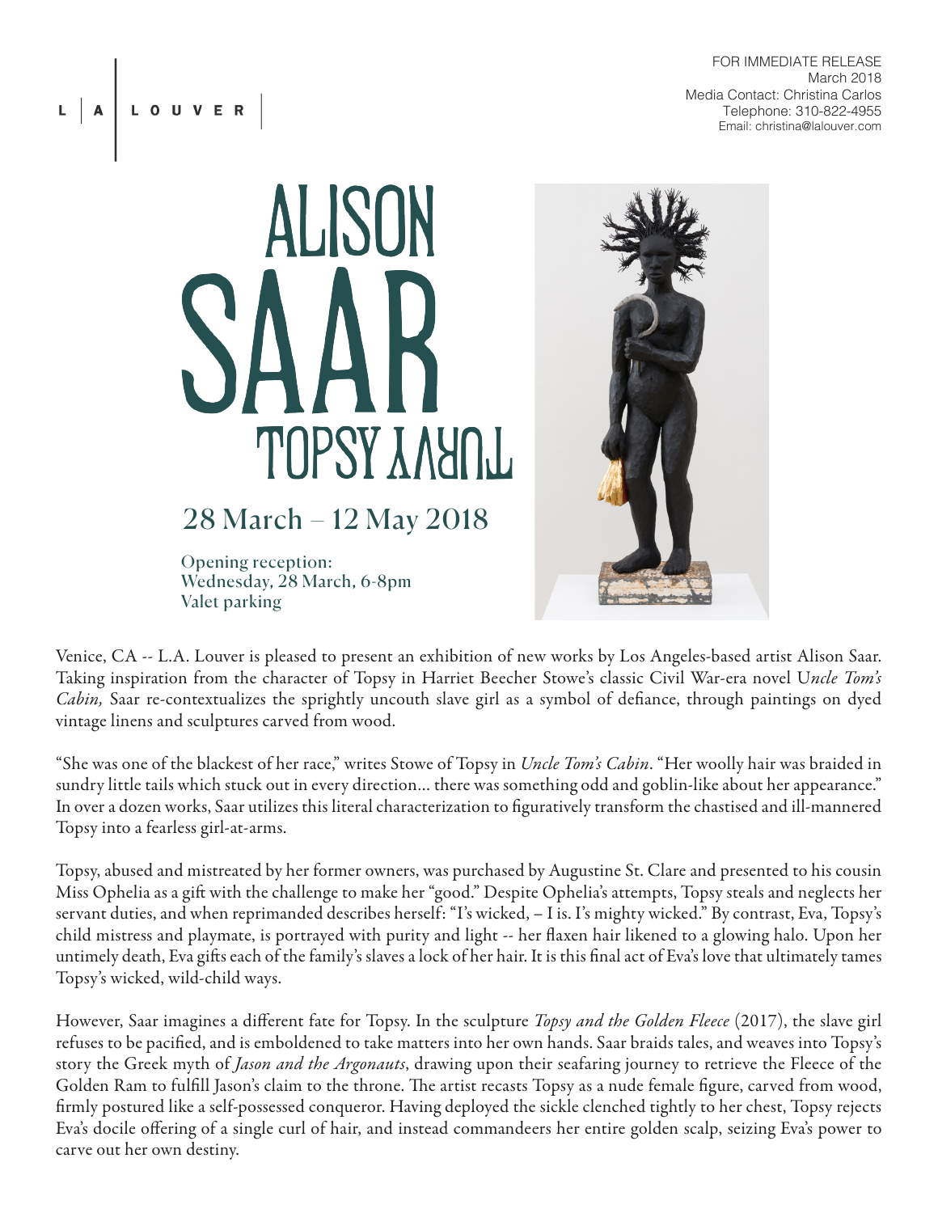L | A | LOUVER

FOR IMMEDIATE RELEASE
March 2018
Media Contact: Christina Carlos
Telephone: 310-822-4955
Email: christina@lalouver.com

# ALISON SAAR
## TOPSY TURVY

28 March – 12 May 2018

Opening reception:
Wednesday, 28 March, 6-8pm
Valet parking

Venice, CA -- L.A. Louver is pleased to present an exhibition of new works by Los Angeles-based artist Alison Saar. Taking inspiration from the character of Topsy in Harriet Beecher Stowe's classic Civil War-era novel *Uncle Tom's Cabin,* Saar re-contextualizes the sprightly uncouth slave girl as a symbol of defiance, through paintings on dyed vintage linens and sculptures carved from wood.

"She was one of the blackest of her race," writes Stowe of Topsy in *Uncle Tom's Cabin*. "Her woolly hair was braided in sundry little tails which stuck out in every direction… there was something odd and goblin-like about her appearance." In over a dozen works, Saar utilizes this literal characterization to figuratively transform the chastised and ill-mannered Topsy into a fearless girl-at-arms.

Topsy, abused and mistreated by her former owners, was purchased by Augustine St. Clare and presented to his cousin Miss Ophelia as a gift with the challenge to make her "good." Despite Ophelia's attempts, Topsy steals and neglects her servant duties, and when reprimanded describes herself: "I's wicked, – I is. I's mighty wicked." By contrast, Eva, Topsy's child mistress and playmate, is portrayed with purity and light -- her flaxen hair likened to a glowing halo. Upon her untimely death, Eva gifts each of the family's slaves a lock of her hair. It is this final act of Eva's love that ultimately tames Topsy's wicked, wild-child ways.

However, Saar imagines a different fate for Topsy. In the sculpture *Topsy and the Golden Fleece* (2017), the slave girl refuses to be pacified, and is emboldened to take matters into her own hands. Saar braids tales, and weaves into Topsy's story the Greek myth of *Jason and the Argonauts*, drawing upon their seafaring journey to retrieve the Fleece of the Golden Ram to fulfill Jason's claim to the throne. The artist recasts Topsy as a nude female figure, carved from wood, firmly postured like a self-possessed conqueror. Having deployed the sickle clenched tightly to her chest, Topsy rejects Eva's docile offering of a single curl of hair, and instead commandeers her entire golden scalp, seizing Eva's power to carve out her own destiny.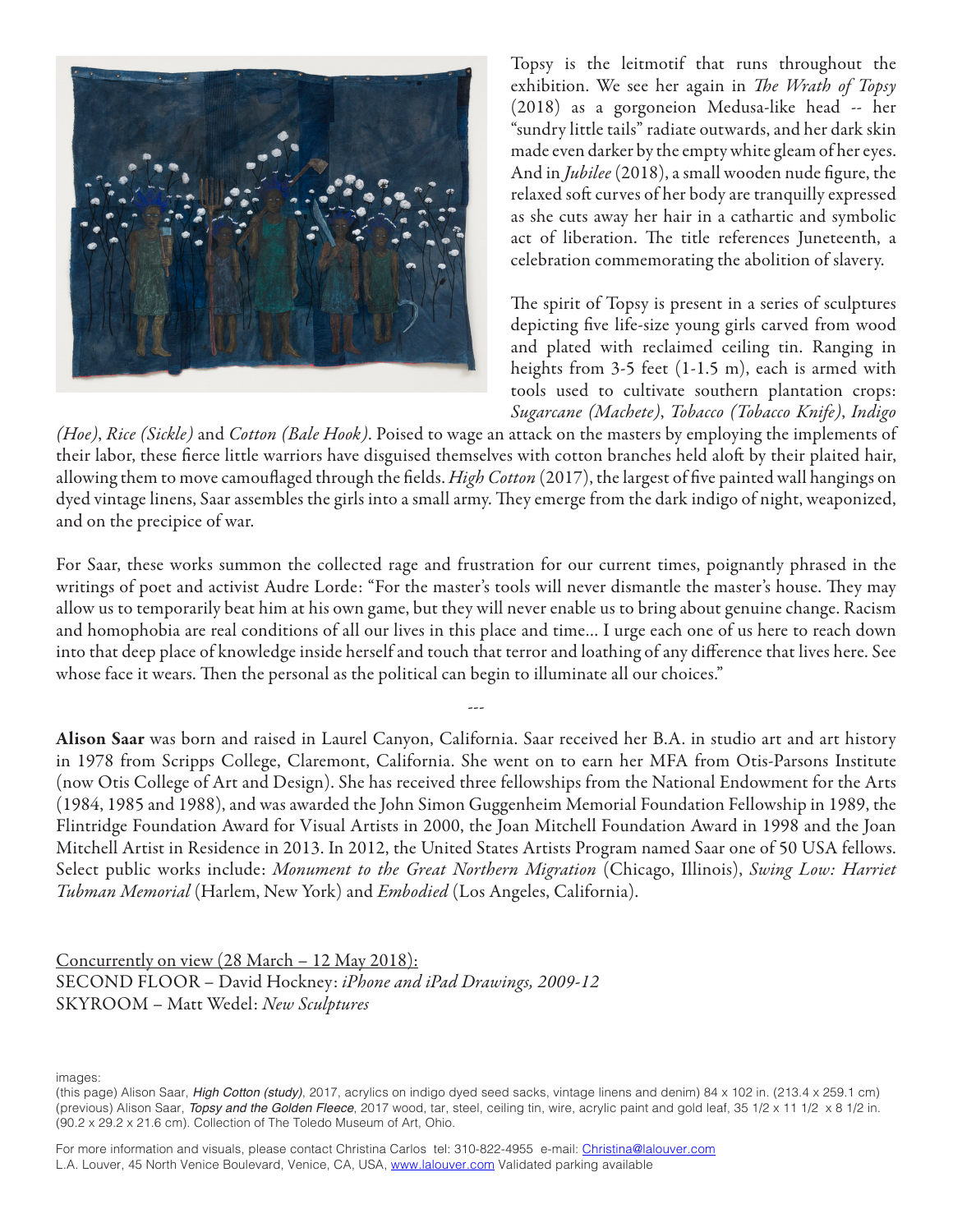Topsy is the leitmotif that runs throughout the exhibition. We see her again in *The Wrath of Topsy* (2018) as a gorgoneion Medusa-like head -- her "sundry little tails" radiate outwards, and her dark skin made even darker by the empty white gleam of her eyes. And in *Jubilee* (2018), a small wooden nude figure, the relaxed soft curves of her body are tranquilly expressed as she cuts away her hair in a cathartic and symbolic act of liberation. The title references Juneteenth, a celebration commemorating the abolition of slavery.

The spirit of Topsy is present in a series of sculptures depicting five life-size young girls carved from wood and plated with reclaimed ceiling tin. Ranging in heights from 3-5 feet (1-1.5 m), each is armed with tools used to cultivate southern plantation crops: *Sugarcane (Machete)*, *Tobacco (Tobacco Knife)*, *Indigo (Hoe)*, *Rice (Sickle)* and *Cotton (Bale Hook)*. Poised to wage an attack on the masters by employing the implements of their labor, these fierce little warriors have disguised themselves with cotton branches held aloft by their plaited hair, allowing them to move camouflaged through the fields. *High Cotton* (2017), the largest of five painted wall hangings on dyed vintage linens, Saar assembles the girls into a small army. They emerge from the dark indigo of night, weaponized, and on the precipice of war.

For Saar, these works summon the collected rage and frustration for our current times, poignantly phrased in the writings of poet and activist Audre Lorde: "For the master's tools will never dismantle the master's house. They may allow us to temporarily beat him at his own game, but they will never enable us to bring about genuine change. Racism and homophobia are real conditions of all our lives in this place and time... I urge each one of us here to reach down into that deep place of knowledge inside herself and touch that terror and loathing of any difference that lives here. See whose face it wears. Then the personal as the political can begin to illuminate all our choices."

---

**Alison Saar** was born and raised in Laurel Canyon, California. Saar received her B.A. in studio art and art history in 1978 from Scripps College, Claremont, California. She went on to earn her MFA from Otis-Parsons Institute (now Otis College of Art and Design). She has received three fellowships from the National Endowment for the Arts (1984, 1985 and 1988), and was awarded the John Simon Guggenheim Memorial Foundation Fellowship in 1989, the Flintridge Foundation Award for Visual Artists in 2000, the Joan Mitchell Foundation Award in 1998 and the Joan Mitchell Artist in Residence in 2013. In 2012, the United States Artists Program named Saar one of 50 USA fellows. Select public works include: *Monument to the Great Northern Migration* (Chicago, Illinois), *Swing Low: Harriet Tubman Memorial* (Harlem, New York) and *Embodied* (Los Angeles, California).

Concurrently on view (28 March – 12 May 2018):
SECOND FLOOR – David Hockney: *iPhone and iPad Drawings, 2009-12*
SKYROOM – Matt Wedel: *New Sculptures*

images:
(this page) Alison Saar, *High Cotton (study)*, 2017, acrylics on indigo dyed seed sacks, vintage linens and denim) 84 x 102 in. (213.4 x 259.1 cm)
(previous) Alison Saar, *Topsy and the Golden Fleece*, 2017 wood, tar, steel, ceiling tin, wire, acrylic paint and gold leaf, 35 1/2 x 11 1/2 x 8 1/2 in. (90.2 x 29.2 x 21.6 cm). Collection of The Toledo Museum of Art, Ohio.

For more information and visuals, please contact Christina Carlos tel: 310-822-4955 e-mail: Christina@lalouver.com
L.A. Louver, 45 North Venice Boulevard, Venice, CA, USA, www.lalouver.com Validated parking available